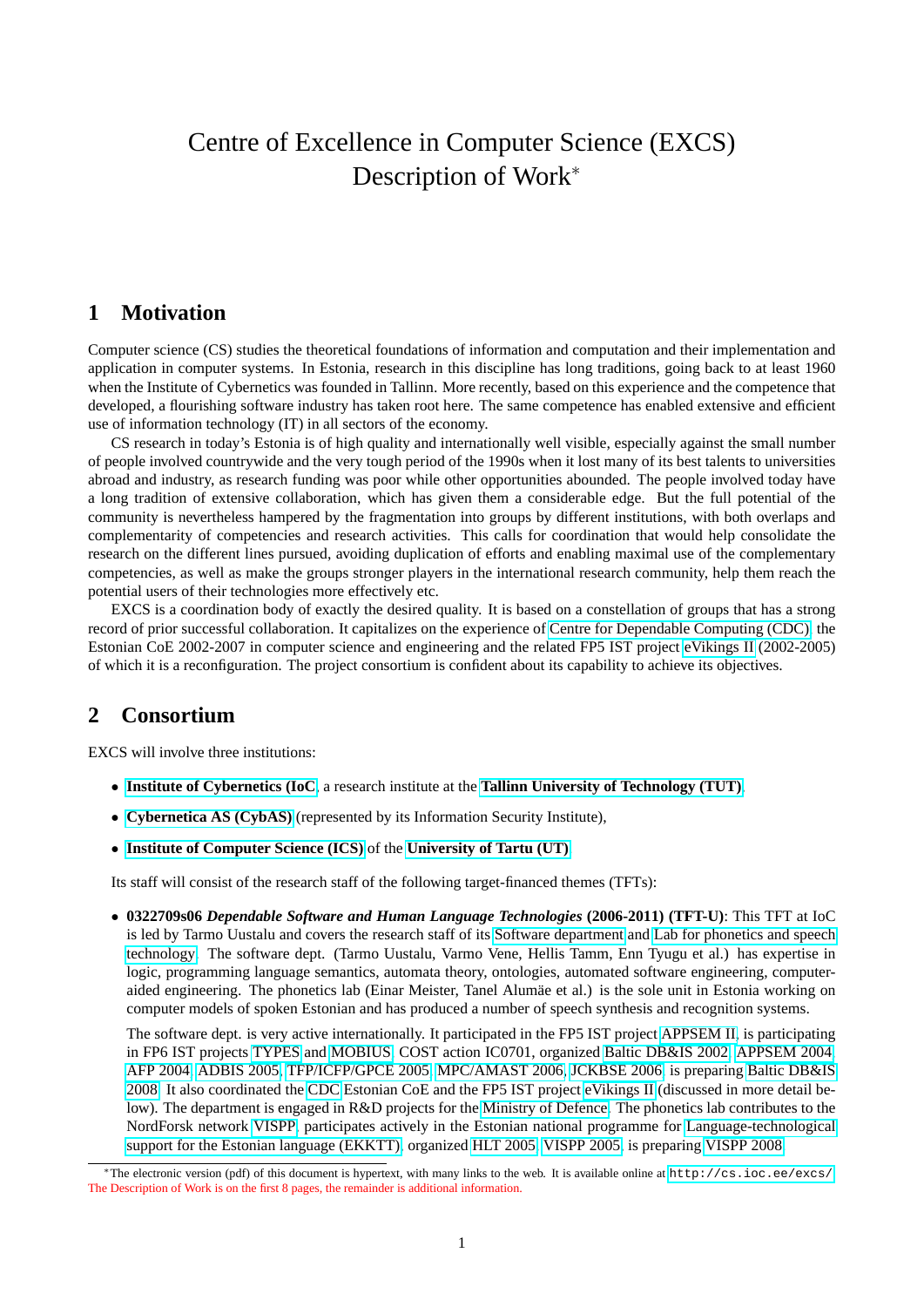# Centre of Excellence in Computer Science (EXCS) Description of Work*

## 1 Motivation

Computer science (CS) studies the theoretical foundations of information and computation and their implementation and application in computer systems. In Estonia, research in this discipline has long traditions, going back to at least 1960 when the Institute of Cybernetics was founded in Tallinn. More recently, based on this experience and the competence that developed, a flourishing software industry has taken root here. The same competence has enabled extensive and efficient use of information technology (IT) in all sectors of the economy.

CS research in today's Estonia is of high quality and internationally well visible, especially against the small number of people involved countrywide and the very tough period of the 1990s when it lost many of its best talents to universities abroad and industry, as research funding was poor while other opportunities abounded. The people involved today have a long tradition of extensive collaboration, which has given them a considerable edge. But the full potential of the community is nevertheless hampered by the fragmentation into groups by different institutions, with both overlaps and complementarity of competencies and research activities. This calls for coordination that would help consolidate the research on the different lines pursued, avoiding duplication of efforts and enabling maximal use of the complementary competencies, as well as make the groups stronger players in the international research community, help them reach the potential users of their technologies more effectively etc.

EXCS is a coordination body of exactly the desired quality. It is based on a constellation of groups that has a strong record of prior successful collaboration. It capitalizes on the experience of Centre for Dependable Computing (CDC), the Estonian CoE 2002-2007 in computer science and engineering and the related FP5 IST project eVikings II (2002-2005) of which it is a reconfiguration. The project consortium is confident about its capability to achieve its objectives.

## 2 Consortium

EXCS will involve three institutions:

- **Institute of Cybernetics (IoC)**, a research institute at the **Tallinn University of Technology (TUT)**,
- **Cybernetica AS (CybAS)** (represented by its Information Security Institute),
- **Institute of Computer Science (ICS)** of the **University of Tartu (UT)**.

Its staff will consist of the research staff of the following target-financed themes (TFTs):

- **0322709s06** ***Dependable Software and Human Language Technologies*** **(2006-2011) (TFT-U)**: This TFT at IoC is led by Tarmo Uustalu and covers the research staff of its Software department and Lab for phonetics and speech technology. The software dept. (Tarmo Uustalu, Varmo Vene, Hellis Tamm, Enn Tyugu et al.) has expertise in logic, programming language semantics, automata theory, ontologies, automated software engineering, computer-aided engineering. The phonetics lab (Einar Meister, Tanel Alumäe et al.) is the sole unit in Estonia working on computer models of spoken Estonian and has produced a number of speech synthesis and recognition systems.

  The software dept. is very active internationally. It participated in the FP5 IST project APPSEM II, is participating in FP6 IST projects TYPES and MOBIUS, COST action IC0701, organized Baltic DB&IS 2002, APPSEM 2004, AFP 2004, ADBIS 2005, TFP/ICFP/GPCE 2005, MPC/AMAST 2006, JCKBSE 2006, is preparing Baltic DB&IS 2008. It also coordinated the CDC Estonian CoE and the FP5 IST project eVikings II (discussed in more detail below). The department is engaged in R&D projects for the Ministry of Defence. The phonetics lab contributes to the NordForsk network VISPP, participates actively in the Estonian national programme for Language-technological support for the Estonian language (EKKTT), organized HLT 2005, VISPP 2005, is preparing VISPP 2008.

---

*The electronic version (pdf) of this document is hypertext, with many links to the web. It is available online at `http://cs.ioc.ee/excs/`. The Description of Work is on the first 8 pages, the remainder is additional information.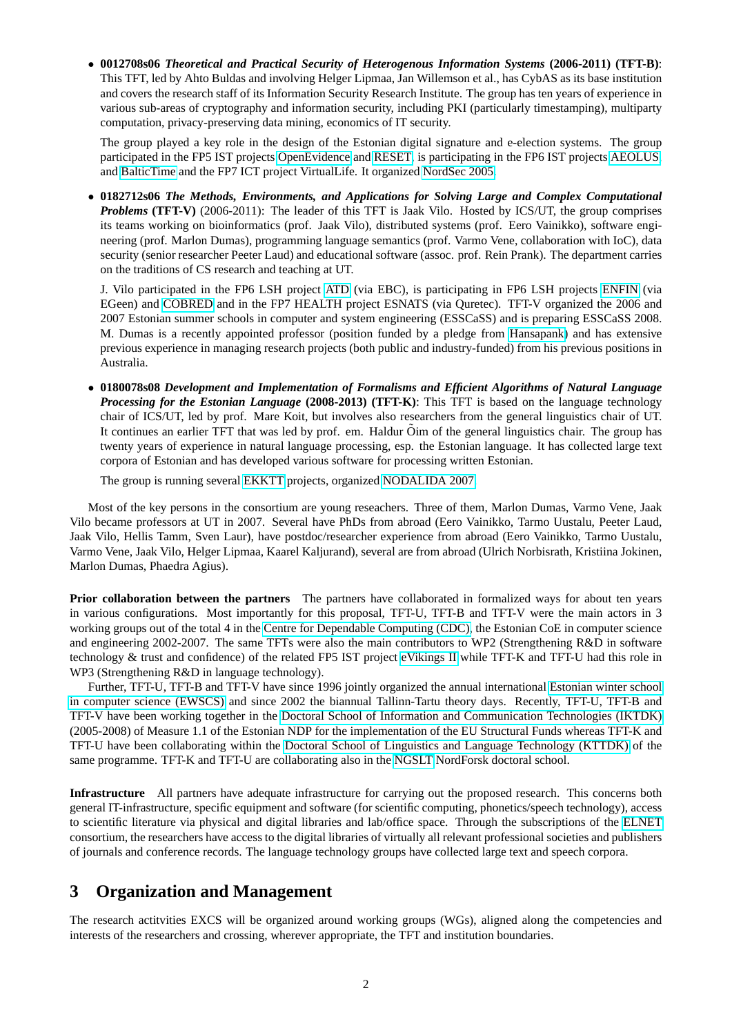- **0012708s06** ***Theoretical and Practical Security of Heterogenous Information Systems*** **(2006-2011) (TFT-B)**: This TFT, led by Ahto Buldas and involving Helger Lipmaa, Jan Willemson et al., has CybAS as its base institution and covers the research staff of its Information Security Research Institute. The group has ten years of experience in various sub-areas of cryptography and information security, including PKI (particularly timestamping), multiparty computation, privacy-preserving data mining, economics of IT security.

  The group played a key role in the design of the Estonian digital signature and e-election systems. The group participated in the FP5 IST projects OpenEvidence and RESET, is participating in the FP6 IST projects AEOLUS and BalticTime and the FP7 ICT project VirtualLife. It organized NordSec 2005.

- **0182712s06** ***The Methods, Environments, and Applications for Solving Large and Complex Computational Problems*** **(TFT-V)** (2006-2011): The leader of this TFT is Jaak Vilo. Hosted by ICS/UT, the group comprises its teams working on bioinformatics (prof. Jaak Vilo), distributed systems (prof. Eero Vainikko), software engineering (prof. Marlon Dumas), programming language semantics (prof. Varmo Vene, collaboration with IoC), data security (senior researcher Peeter Laud) and educational software (assoc. prof. Rein Prank). The department carries on the traditions of CS research and teaching at UT.

  J. Vilo participated in the FP6 LSH project ATD (via EBC), is participating in FP6 LSH projects ENFIN (via EGeen) and COBRED and in the FP7 HEALTH project ESNATS (via Quretec). TFT-V organized the 2006 and 2007 Estonian summer schools in computer and system engineering (ESSCaSS) and is preparing ESSCaSS 2008. M. Dumas is a recently appointed professor (position funded by a pledge from Hansapank) and has extensive previous experience in managing research projects (both public and industry-funded) from his previous positions in Australia.

- **0180078s08** ***Development and Implementation of Formalisms and Efficient Algorithms of Natural Language Processing for the Estonian Language*** **(2008-2013) (TFT-K)**: This TFT is based on the language technology chair of ICS/UT, led by prof. Mare Koit, but involves also researchers from the general linguistics chair of UT. It continues an earlier TFT that was led by prof. em. Haldur Õim of the general linguistics chair. The group has twenty years of experience in natural language processing, esp. the Estonian language. It has collected large text corpora of Estonian and has developed various software for processing written Estonian.

  The group is running several EKKTT projects, organized NODALIDA 2007.

Most of the key persons in the consortium are young reseachers. Three of them, Marlon Dumas, Varmo Vene, Jaak Vilo became professors at UT in 2007. Several have PhDs from abroad (Eero Vainikko, Tarmo Uustalu, Peeter Laud, Jaak Vilo, Hellis Tamm, Sven Laur), have postdoc/researcher experience from abroad (Eero Vainikko, Tarmo Uustalu, Varmo Vene, Jaak Vilo, Helger Lipmaa, Kaarel Kaljurand), several are from abroad (Ulrich Norbisrath, Kristiina Jokinen, Marlon Dumas, Phaedra Agius).

**Prior collaboration between the partners** The partners have collaborated in formalized ways for about ten years in various configurations. Most importantly for this proposal, TFT-U, TFT-B and TFT-V were the main actors in 3 working groups out of the total 4 in the Centre for Dependable Computing (CDC), the Estonian CoE in computer science and engineering 2002-2007. The same TFTs were also the main contributors to WP2 (Strengthening R&D in software technology & trust and confidence) of the related FP5 IST project eVikings II while TFT-K and TFT-U had this role in WP3 (Strengthening R&D in language technology).

Further, TFT-U, TFT-B and TFT-V have since 1996 jointly organized the annual international Estonian winter school in computer science (EWSCS) and since 2002 the biannual Tallinn-Tartu theory days. Recently, TFT-U, TFT-B and TFT-V have been working together in the Doctoral School of Information and Communication Technologies (IKTDK) (2005-2008) of Measure 1.1 of the Estonian NDP for the implementation of the EU Structural Funds whereas TFT-K and TFT-U have been collaborating within the Doctoral School of Linguistics and Language Technology (KTTDK) of the same programme. TFT-K and TFT-U are collaborating also in the NGSLT NordForsk doctoral school.

**Infrastructure** All partners have adequate infrastructure for carrying out the proposed research. This concerns both general IT-infrastructure, specific equipment and software (for scientific computing, phonetics/speech technology), access to scientific literature via physical and digital libraries and lab/office space. Through the subscriptions of the ELNET consortium, the researchers have access to the digital libraries of virtually all relevant professional societies and publishers of journals and conference records. The language technology groups have collected large text and speech corpora.

## 3 Organization and Management

The research actitvities EXCS will be organized around working groups (WGs), aligned along the competencies and interests of the researchers and crossing, wherever appropriate, the TFT and institution boundaries.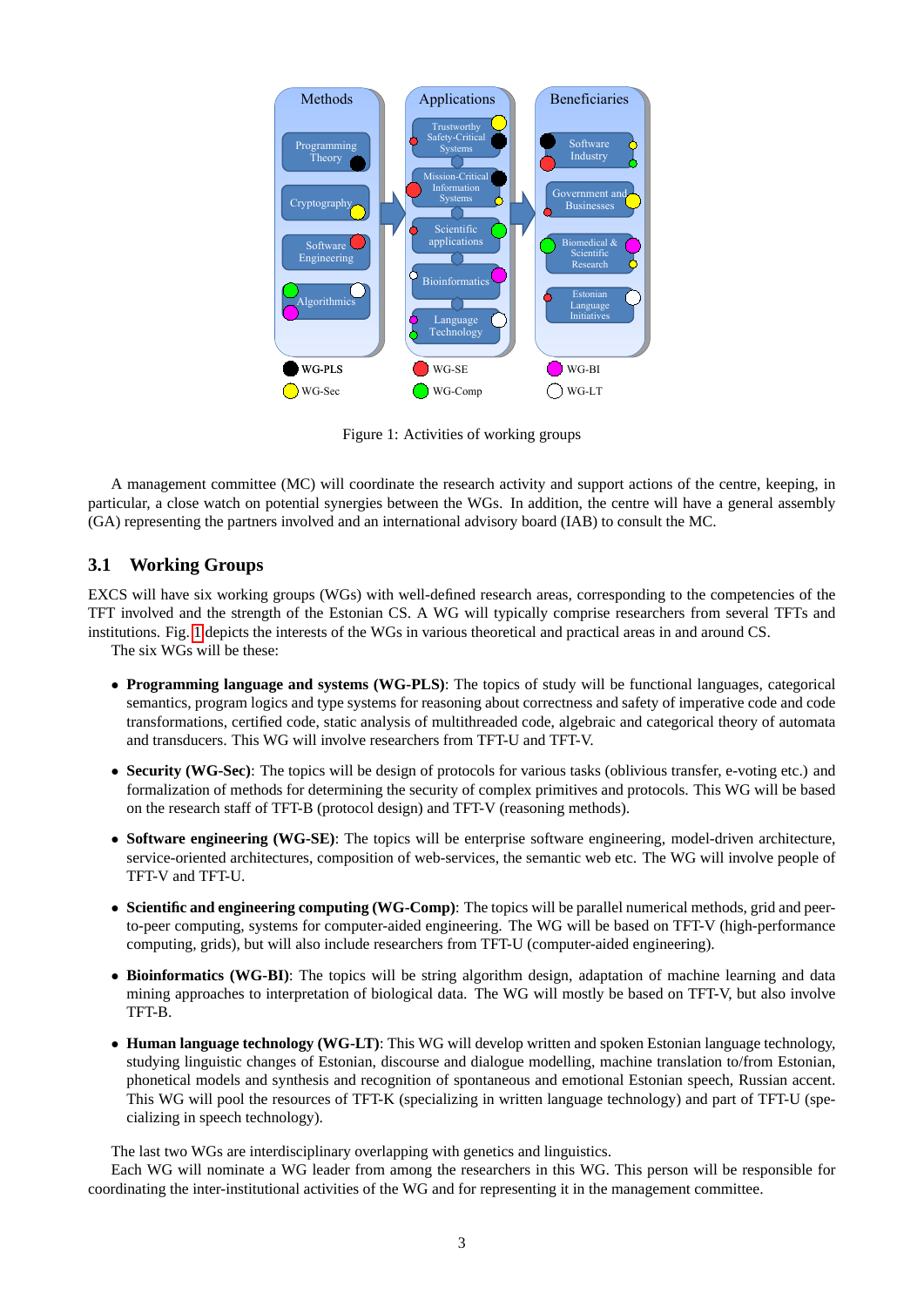Figure 1: Activities of working groups

A management committee (MC) will coordinate the research activity and support actions of the centre, keeping, in particular, a close watch on potential synergies between the WGs. In addition, the centre will have a general assembly (GA) representing the partners involved and an international advisory board (IAB) to consult the MC.

## 3.1 Working Groups

EXCS will have six working groups (WGs) with well-defined research areas, corresponding to the competencies of the TFT involved and the strength of the Estonian CS. A WG will typically comprise researchers from several TFTs and institutions. Fig. 1 depicts the interests of the WGs in various theoretical and practical areas in and around CS.

The six WGs will be these:

- **Programming language and systems (WG-PLS)**: The topics of study will be functional languages, categorical semantics, program logics and type systems for reasoning about correctness and safety of imperative code and code transformations, certified code, static analysis of multithreaded code, algebraic and categorical theory of automata and transducers. This WG will involve researchers from TFT-U and TFT-V.
- **Security (WG-Sec)**: The topics will be design of protocols for various tasks (oblivious transfer, e-voting etc.) and formalization of methods for determining the security of complex primitives and protocols. This WG will be based on the research staff of TFT-B (protocol design) and TFT-V (reasoning methods).
- **Software engineering (WG-SE)**: The topics will be enterprise software engineering, model-driven architecture, service-oriented architectures, composition of web-services, the semantic web etc. The WG will involve people of TFT-V and TFT-U.
- **Scientific and engineering computing (WG-Comp)**: The topics will be parallel numerical methods, grid and peer-to-peer computing, systems for computer-aided engineering. The WG will be based on TFT-V (high-performance computing, grids), but will also include researchers from TFT-U (computer-aided engineering).
- **Bioinformatics (WG-BI)**: The topics will be string algorithm design, adaptation of machine learning and data mining approaches to interpretation of biological data. The WG will mostly be based on TFT-V, but also involve TFT-B.
- **Human language technology (WG-LT)**: This WG will develop written and spoken Estonian language technology, studying linguistic changes of Estonian, discourse and dialogue modelling, machine translation to/from Estonian, phonetical models and synthesis and recognition of spontaneous and emotional Estonian speech, Russian accent. This WG will pool the resources of TFT-K (specializing in written language technology) and part of TFT-U (specializing in speech technology).

The last two WGs are interdisciplinary overlapping with genetics and linguistics.

Each WG will nominate a WG leader from among the researchers in this WG. This person will be responsible for coordinating the inter-institutional activities of the WG and for representing it in the management committee.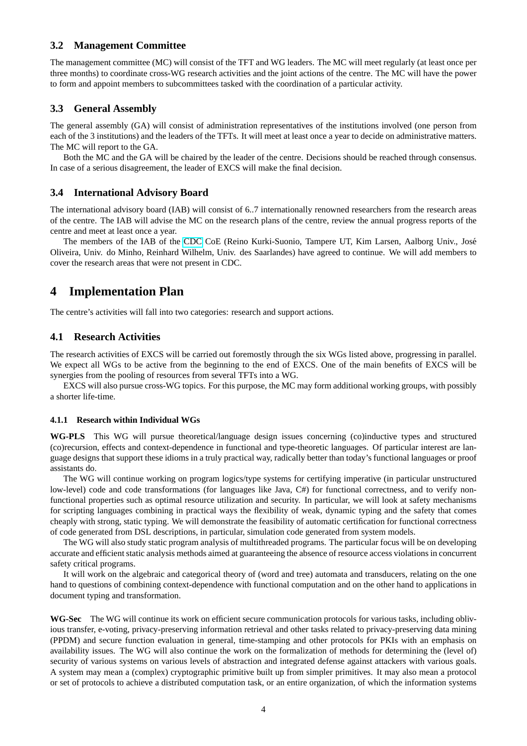### 3.2 Management Committee

The management committee (MC) will consist of the TFT and WG leaders. The MC will meet regularly (at least once per three months) to coordinate cross-WG research activities and the joint actions of the centre. The MC will have the power to form and appoint members to subcommittees tasked with the coordination of a particular activity.

### 3.3 General Assembly

The general assembly (GA) will consist of administration representatives of the institutions involved (one person from each of the 3 institutions) and the leaders of the TFTs. It will meet at least once a year to decide on administrative matters. The MC will report to the GA.

Both the MC and the GA will be chaired by the leader of the centre. Decisions should be reached through consensus. In case of a serious disagreement, the leader of EXCS will make the final decision.

### 3.4 International Advisory Board

The international advisory board (IAB) will consist of 6..7 internationally renowned researchers from the research areas of the centre. The IAB will advise the MC on the research plans of the centre, review the annual progress reports of the centre and meet at least once a year.

The members of the IAB of the CDC CoE (Reino Kurki-Suonio, Tampere UT, Kim Larsen, Aalborg Univ., José Oliveira, Univ. do Minho, Reinhard Wilhelm, Univ. des Saarlandes) have agreed to continue. We will add members to cover the research areas that were not present in CDC.

## 4 Implementation Plan

The centre's activities will fall into two categories: research and support actions.

### 4.1 Research Activities

The research activities of EXCS will be carried out foremostly through the six WGs listed above, progressing in parallel. We expect all WGs to be active from the beginning to the end of EXCS. One of the main benefits of EXCS will be synergies from the pooling of resources from several TFTs into a WG.

EXCS will also pursue cross-WG topics. For this purpose, the MC may form additional working groups, with possibly a shorter life-time.

#### 4.1.1 Research within Individual WGs

**WG-PLS** This WG will pursue theoretical/language design issues concerning (co)inductive types and structured (co)recursion, effects and context-dependence in functional and type-theoretic languages. Of particular interest are language designs that support these idioms in a truly practical way, radically better than today's functional languages or proof assistants do.

The WG will continue working on program logics/type systems for certifying imperative (in particular unstructured low-level) code and code transformations (for languages like Java, C#) for functional correctness, and to verify non-functional properties such as optimal resource utilization and security. In particular, we will look at safety mechanisms for scripting languages combining in practical ways the flexibility of weak, dynamic typing and the safety that comes cheaply with strong, static typing. We will demonstrate the feasibility of automatic certification for functional correctness of code generated from DSL descriptions, in particular, simulation code generated from system models.

The WG will also study static program analysis of multithreaded programs. The particular focus will be on developing accurate and efficient static analysis methods aimed at guaranteeing the absence of resource access violations in concurrent safety critical programs.

It will work on the algebraic and categorical theory of (word and tree) automata and transducers, relating on the one hand to questions of combining context-dependence with functional computation and on the other hand to applications in document typing and transformation.

**WG-Sec** The WG will continue its work on efficient secure communication protocols for various tasks, including oblivious transfer, e-voting, privacy-preserving information retrieval and other tasks related to privacy-preserving data mining (PPDM) and secure function evaluation in general, time-stamping and other protocols for PKIs with an emphasis on availability issues. The WG will also continue the work on the formalization of methods for determining the (level of) security of various systems on various levels of abstraction and integrated defense against attackers with various goals. A system may mean a (complex) cryptographic primitive built up from simpler primitives. It may also mean a protocol or set of protocols to achieve a distributed computation task, or an entire organization, of which the information systems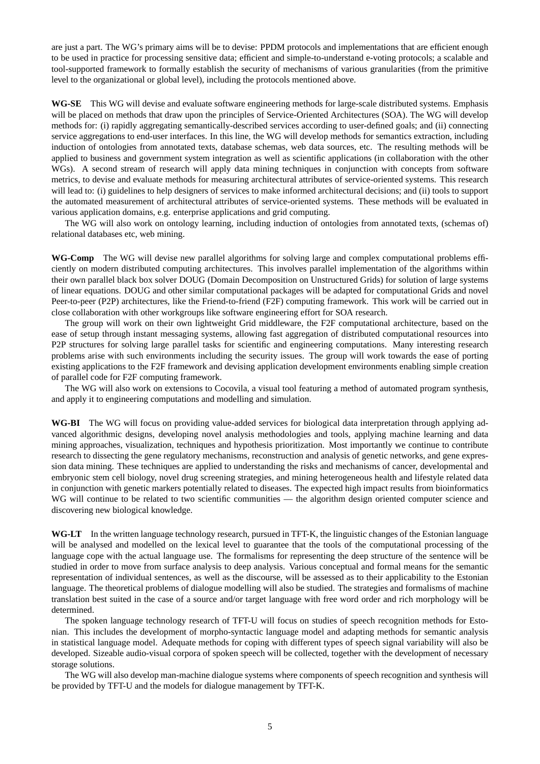are just a part. The WG's primary aims will be to devise: PPDM protocols and implementations that are efficient enough to be used in practice for processing sensitive data; efficient and simple-to-understand e-voting protocols; a scalable and tool-supported framework to formally establish the security of mechanisms of various granularities (from the primitive level to the organizational or global level), including the protocols mentioned above.

**WG-SE** This WG will devise and evaluate software engineering methods for large-scale distributed systems. Emphasis will be placed on methods that draw upon the principles of Service-Oriented Architectures (SOA). The WG will develop methods for: (i) rapidly aggregating semantically-described services according to user-defined goals; and (ii) connecting service aggregations to end-user interfaces. In this line, the WG will develop methods for semantics extraction, including induction of ontologies from annotated texts, database schemas, web data sources, etc. The resulting methods will be applied to business and government system integration as well as scientific applications (in collaboration with the other WGs). A second stream of research will apply data mining techniques in conjunction with concepts from software metrics, to devise and evaluate methods for measuring architectural attributes of service-oriented systems. This research will lead to: (i) guidelines to help designers of services to make informed architectural decisions; and (ii) tools to support the automated measurement of architectural attributes of service-oriented systems. These methods will be evaluated in various application domains, e.g. enterprise applications and grid computing.

The WG will also work on ontology learning, including induction of ontologies from annotated texts, (schemas of) relational databases etc, web mining.

**WG-Comp** The WG will devise new parallel algorithms for solving large and complex computational problems efficiently on modern distributed computing architectures. This involves parallel implementation of the algorithms within their own parallel black box solver DOUG (Domain Decomposition on Unstructured Grids) for solution of large systems of linear equations. DOUG and other similar computational packages will be adapted for computational Grids and novel Peer-to-peer (P2P) architectures, like the Friend-to-friend (F2F) computing framework. This work will be carried out in close collaboration with other workgroups like software engineering effort for SOA research.

The group will work on their own lightweight Grid middleware, the F2F computational architecture, based on the ease of setup through instant messaging systems, allowing fast aggregation of distributed computational resources into P2P structures for solving large parallel tasks for scientific and engineering computations. Many interesting research problems arise with such environments including the security issues. The group will work towards the ease of porting existing applications to the F2F framework and devising application development environments enabling simple creation of parallel code for F2F computing framework.

The WG will also work on extensions to Cocovila, a visual tool featuring a method of automated program synthesis, and apply it to engineering computations and modelling and simulation.

**WG-BI** The WG will focus on providing value-added services for biological data interpretation through applying advanced algorithmic designs, developing novel analysis methodologies and tools, applying machine learning and data mining approaches, visualization, techniques and hypothesis prioritization. Most importantly we continue to contribute research to dissecting the gene regulatory mechanisms, reconstruction and analysis of genetic networks, and gene expression data mining. These techniques are applied to understanding the risks and mechanisms of cancer, developmental and embryonic stem cell biology, novel drug screening strategies, and mining heterogeneous health and lifestyle related data in conjunction with genetic markers potentially related to diseases. The expected high impact results from bioinformatics WG will continue to be related to two scientific communities — the algorithm design oriented computer science and discovering new biological knowledge.

**WG-LT** In the written language technology research, pursued in TFT-K, the linguistic changes of the Estonian language will be analysed and modelled on the lexical level to guarantee that the tools of the computational processing of the language cope with the actual language use. The formalisms for representing the deep structure of the sentence will be studied in order to move from surface analysis to deep analysis. Various conceptual and formal means for the semantic representation of individual sentences, as well as the discourse, will be assessed as to their applicability to the Estonian language. The theoretical problems of dialogue modelling will also be studied. The strategies and formalisms of machine translation best suited in the case of a source and/or target language with free word order and rich morphology will be determined.

The spoken language technology research of TFT-U will focus on studies of speech recognition methods for Estonian. This includes the development of morpho-syntactic language model and adapting methods for semantic analysis in statistical language model. Adequate methods for coping with different types of speech signal variability will also be developed. Sizeable audio-visual corpora of spoken speech will be collected, together with the development of necessary storage solutions.

The WG will also develop man-machine dialogue systems where components of speech recognition and synthesis will be provided by TFT-U and the models for dialogue management by TFT-K.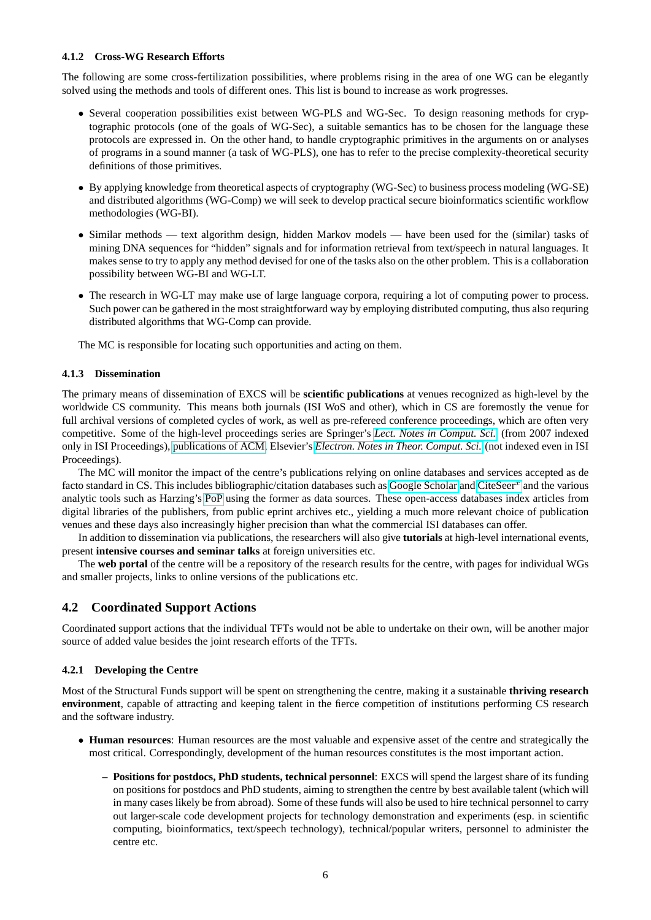#### 4.1.2 Cross-WG Research Efforts

The following are some cross-fertilization possibilities, where problems rising in the area of one WG can be elegantly solved using the methods and tools of different ones. This list is bound to increase as work progresses.

- Several cooperation possibilities exist between WG-PLS and WG-Sec. To design reasoning methods for cryptographic protocols (one of the goals of WG-Sec), a suitable semantics has to be chosen for the language these protocols are expressed in. On the other hand, to handle cryptographic primitives in the arguments on or analyses of programs in a sound manner (a task of WG-PLS), one has to refer to the precise complexity-theoretical security definitions of those primitives.
- By applying knowledge from theoretical aspects of cryptography (WG-Sec) to business process modeling (WG-SE) and distributed algorithms (WG-Comp) we will seek to develop practical secure bioinformatics scientific workflow methodologies (WG-BI).
- Similar methods — text algorithm design, hidden Markov models — have been used for the (similar) tasks of mining DNA sequences for "hidden" signals and for information retrieval from text/speech in natural languages. It makes sense to try to apply any method devised for one of the tasks also on the other problem. This is a collaboration possibility between WG-BI and WG-LT.
- The research in WG-LT may make use of large language corpora, requiring a lot of computing power to process. Such power can be gathered in the most straightforward way by employing distributed computing, thus also requring distributed algorithms that WG-Comp can provide.

The MC is responsible for locating such opportunities and acting on them.

#### 4.1.3 Dissemination

The primary means of dissemination of EXCS will be **scientific publications** at venues recognized as high-level by the worldwide CS community. This means both journals (ISI WoS and other), which in CS are foremostly the venue for full archival versions of completed cycles of work, as well as pre-refereed conference proceedings, which are often very competitive. Some of the high-level proceedings series are Springer's *Lect. Notes in Comput. Sci.* (from 2007 indexed only in ISI Proceedings), publications of ACM, Elsevier's *Electron. Notes in Theor. Comput. Sci.* (not indexed even in ISI Proceedings).

The MC will monitor the impact of the centre's publications relying on online databases and services accepted as de facto standard in CS. This includes bibliographic/citation databases such as Google Scholar and CiteSeer[x] and the various analytic tools such as Harzing's PoP using the former as data sources. These open-access databases index articles from digital libraries of the publishers, from public eprint archives etc., yielding a much more relevant choice of publication venues and these days also increasingly higher precision than what the commercial ISI databases can offer.

In addition to dissemination via publications, the researchers will also give **tutorials** at high-level international events, present **intensive courses and seminar talks** at foreign universities etc.

The **web portal** of the centre will be a repository of the research results for the centre, with pages for individual WGs and smaller projects, links to online versions of the publications etc.

### 4.2 Coordinated Support Actions

Coordinated support actions that the individual TFTs would not be able to undertake on their own, will be another major source of added value besides the joint research efforts of the TFTs.

#### 4.2.1 Developing the Centre

Most of the Structural Funds support will be spent on strengthening the centre, making it a sustainable **thriving research environment**, capable of attracting and keeping talent in the fierce competition of institutions performing CS research and the software industry.

- **Human resources**: Human resources are the most valuable and expensive asset of the centre and strategically the most critical. Correspondingly, development of the human resources constitutes is the most important action.
  - **Positions for postdocs, PhD students, technical personnel**: EXCS will spend the largest share of its funding on positions for postdocs and PhD students, aiming to strengthen the centre by best available talent (which will in many cases likely be from abroad). Some of these funds will also be used to hire technical personnel to carry out larger-scale code development projects for technology demonstration and experiments (esp. in scientific computing, bioinformatics, text/speech technology), technical/popular writers, personnel to administer the centre etc.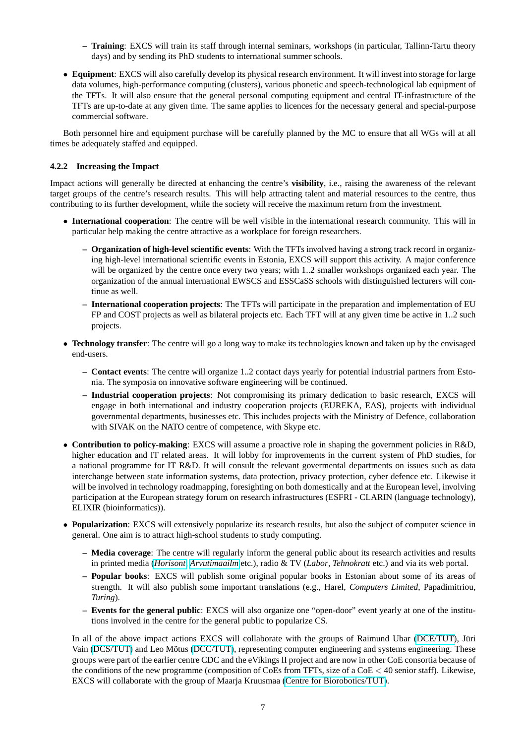- **Training**: EXCS will train its staff through internal seminars, workshops (in particular, Tallinn-Tartu theory days) and by sending its PhD students to international summer schools.

- **Equipment**: EXCS will also carefully develop its physical research environment. It will invest into storage for large data volumes, high-performance computing (clusters), various phonetic and speech-technological lab equipment of the TFTs. It will also ensure that the general personal computing equipment and central IT-infrastructure of the TFTs are up-to-date at any given time. The same applies to licences for the necessary general and special-purpose commercial software.

Both personnel hire and equipment purchase will be carefully planned by the MC to ensure that all WGs will at all times be adequately staffed and equipped.

#### 4.2.2 Increasing the Impact

Impact actions will generally be directed at enhancing the centre's **visibility**, i.e., raising the awareness of the relevant target groups of the centre's research results. This will help attracting talent and material resources to the centre, thus contributing to its further development, while the society will receive the maximum return from the investment.

- **International cooperation**: The centre will be well visible in the international research community. This will in particular help making the centre attractive as a workplace for foreign researchers.
  - **Organization of high-level scientific events**: With the TFTs involved having a strong track record in organizing high-level international scientific events in Estonia, EXCS will support this activity. A major conference will be organized by the centre once every two years; with 1..2 smaller workshops organized each year. The organization of the annual international EWSCS and ESSCaSS schools with distinguished lecturers will continue as well.
  - **International cooperation projects**: The TFTs will participate in the preparation and implementation of EU FP and COST projects as well as bilateral projects etc. Each TFT will at any given time be active in 1..2 such projects.

- **Technology transfer**: The centre will go a long way to make its technologies known and taken up by the envisaged end-users.
  - **Contact events**: The centre will organize 1..2 contact days yearly for potential industrial partners from Estonia. The symposia on innovative software engineering will be continued.
  - **Industrial cooperation projects**: Not compromising its primary dedication to basic research, EXCS will engage in both international and industry cooperation projects (EUREKA, EAS), projects with individual governmental departments, businesses etc. This includes projects with the Ministry of Defence, collaboration with SIVAK on the NATO centre of competence, with Skype etc.

- **Contribution to policy-making**: EXCS will assume a proactive role in shaping the government policies in R&D, higher education and IT related areas. It will lobby for improvements in the current system of PhD studies, for a national programme for IT R&D. It will consult the relevant govermental departments on issues such as data interchange between state information systems, data protection, privacy protection, cyber defence etc. Likewise it will be involved in technology roadmapping, foresighting on both domestically and at the European level, involving participation at the European strategy forum on research infrastructures (ESFRI - CLARIN (language technology), ELIXIR (bioinformatics)).

- **Popularization**: EXCS will extensively popularize its research results, but also the subject of computer science in general. One aim is to attract high-school students to study computing.
  - **Media coverage**: The centre will regularly inform the general public about its research activities and results in printed media (*Horisont*, *Arvutimaailm* etc.), radio & TV (*Labor*, *Tehnokratt* etc.) and via its web portal.
  - **Popular books**: EXCS will publish some original popular books in Estonian about some of its areas of strength. It will also publish some important translations (e.g., Harel, *Computers Limited*, Papadimitriou, *Turing*).
  - **Events for the general public**: EXCS will also organize one "open-door" event yearly at one of the institutions involved in the centre for the general public to popularize CS.

In all of the above impact actions EXCS will collaborate with the groups of Raimund Ubar (DCE/TUT), Jüri Vain (DCS/TUT) and Leo Mõtus (DCC/TUT), representing computer engineering and systems engineering. These groups were part of the earlier centre CDC and the eVikings II project and are now in other CoE consortia because of the conditions of the new programme (composition of CoEs from TFTs, size of a CoE $< 40$ senior staff). Likewise, EXCS will collaborate with the group of Maarja Kruusmaa (Centre for Biorobotics/TUT).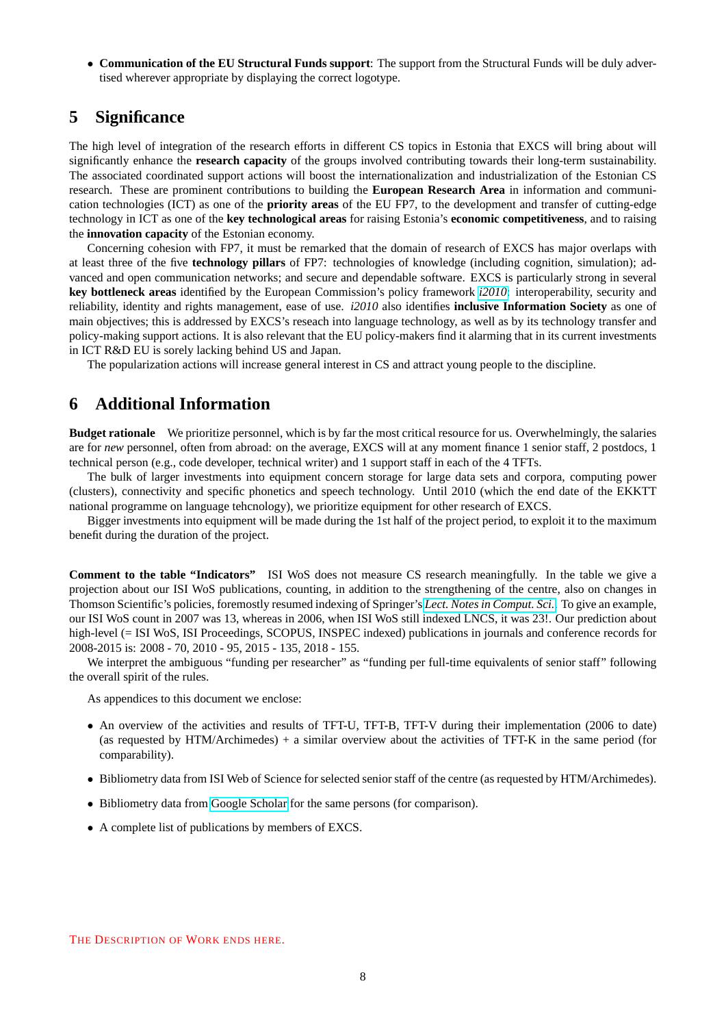- **Communication of the EU Structural Funds support**: The support from the Structural Funds will be duly advertised wherever appropriate by displaying the correct logotype.

# 5 Significance

The high level of integration of the research efforts in different CS topics in Estonia that EXCS will bring about will significantly enhance the **research capacity** of the groups involved contributing towards their long-term sustainability. The associated coordinated support actions will boost the internationalization and industrialization of the Estonian CS research. These are prominent contributions to building the **European Research Area** in information and communication technologies (ICT) as one of the **priority areas** of the EU FP7, to the development and transfer of cutting-edge technology in ICT as one of the **key technological areas** for raising Estonia's **economic competitiveness**, and to raising the **innovation capacity** of the Estonian economy.

Concerning cohesion with FP7, it must be remarked that the domain of research of EXCS has major overlaps with at least three of the five **technology pillars** of FP7: technologies of knowledge (including cognition, simulation); advanced and open communication networks; and secure and dependable software. EXCS is particularly strong in several **key bottleneck areas** identified by the European Commission's policy framework *i2010*: interoperability, security and reliability, identity and rights management, ease of use. *i2010* also identifies **inclusive Information Society** as one of main objectives; this is addressed by EXCS's reseach into language technology, as well as by its technology transfer and policy-making support actions. It is also relevant that the EU policy-makers find it alarming that in its current investments in ICT R&D EU is sorely lacking behind US and Japan.

The popularization actions will increase general interest in CS and attract young people to the discipline.

# 6 Additional Information

**Budget rationale** We prioritize personnel, which is by far the most critical resource for us. Overwhelmingly, the salaries are for *new* personnel, often from abroad: on the average, EXCS will at any moment finance 1 senior staff, 2 postdocs, 1 technical person (e.g., code developer, technical writer) and 1 support staff in each of the 4 TFTs.

The bulk of larger investments into equipment concern storage for large data sets and corpora, computing power (clusters), connectivity and specific phonetics and speech technology. Until 2010 (which the end date of the EKKTT national programme on language tehcnology), we prioritize equipment for other research of EXCS.

Bigger investments into equipment will be made during the 1st half of the project period, to exploit it to the maximum benefit during the duration of the project.

**Comment to the table "Indicators"** ISI WoS does not measure CS research meaningfully. In the table we give a projection about our ISI WoS publications, counting, in addition to the strengthening of the centre, also on changes in Thomson Scientific's policies, foremostly resumed indexing of Springer's *Lect. Notes in Comput. Sci.*. To give an example, our ISI WoS count in 2007 was 13, whereas in 2006, when ISI WoS still indexed LNCS, it was 23!. Our prediction about high-level (= ISI WoS, ISI Proceedings, SCOPUS, INSPEC indexed) publications in journals and conference records for 2008-2015 is: 2008 - 70, 2010 - 95, 2015 - 135, 2018 - 155.

We interpret the ambiguous "funding per researcher" as "funding per full-time equivalents of senior staff" following the overall spirit of the rules.

As appendices to this document we enclose:

- An overview of the activities and results of TFT-U, TFT-B, TFT-V during their implementation (2006 to date) (as requested by HTM/Archimedes) + a similar overview about the activities of TFT-K in the same period (for comparability).
- Bibliometry data from ISI Web of Science for selected senior staff of the centre (as requested by HTM/Archimedes).
- Bibliometry data from Google Scholar for the same persons (for comparison).
- A complete list of publications by members of EXCS.

THE DESCRIPTION OF WORK ENDS HERE.